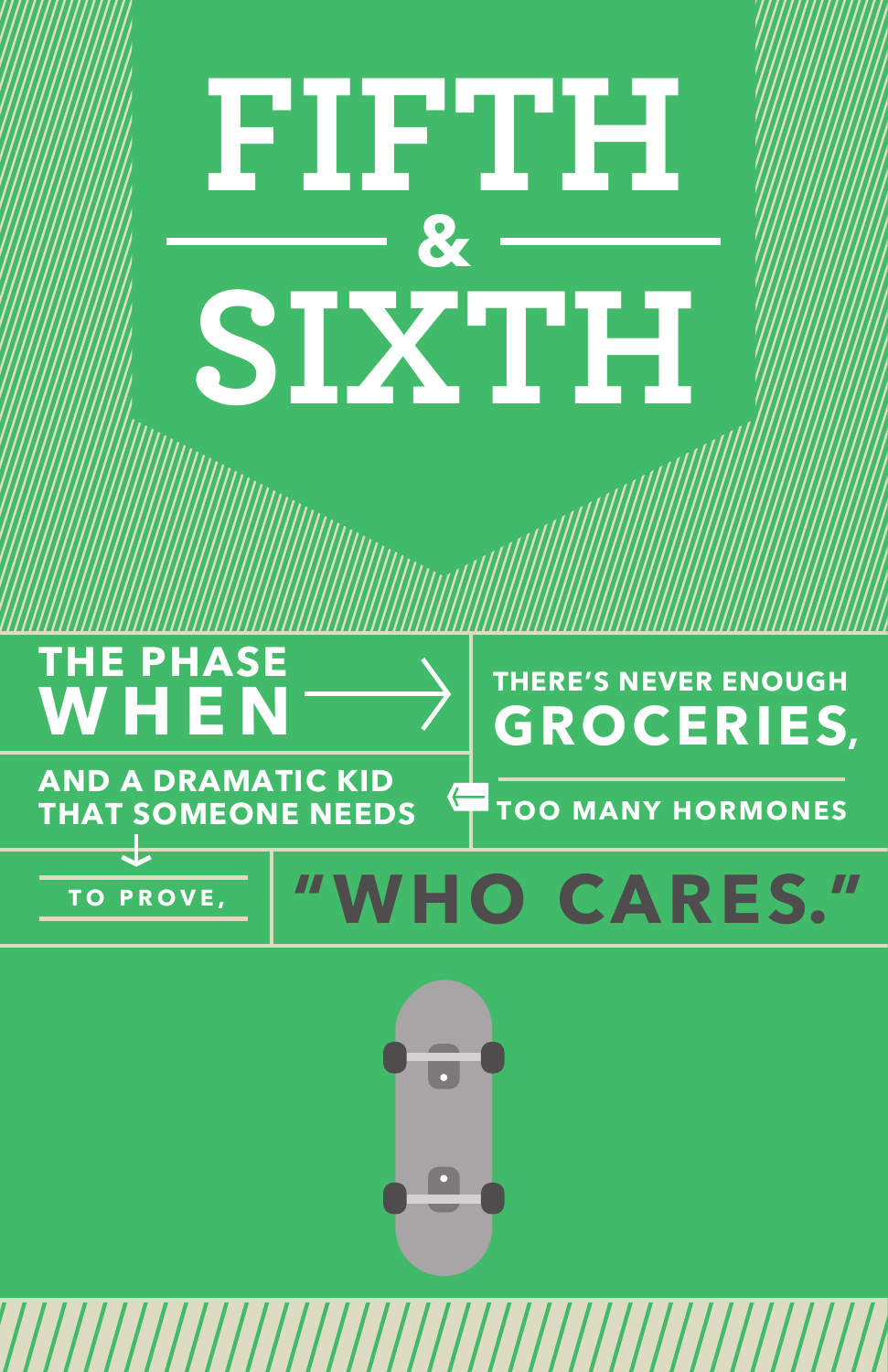# FIFTH & SIXTH

THE PHASE WHEN THERE'S NEVER ENOUGH GROCERIES, TOO MANY HORMONES AND A DRAMATIC KID THAT SOMEONE NEEDS TO PROVE, "WHO CARES."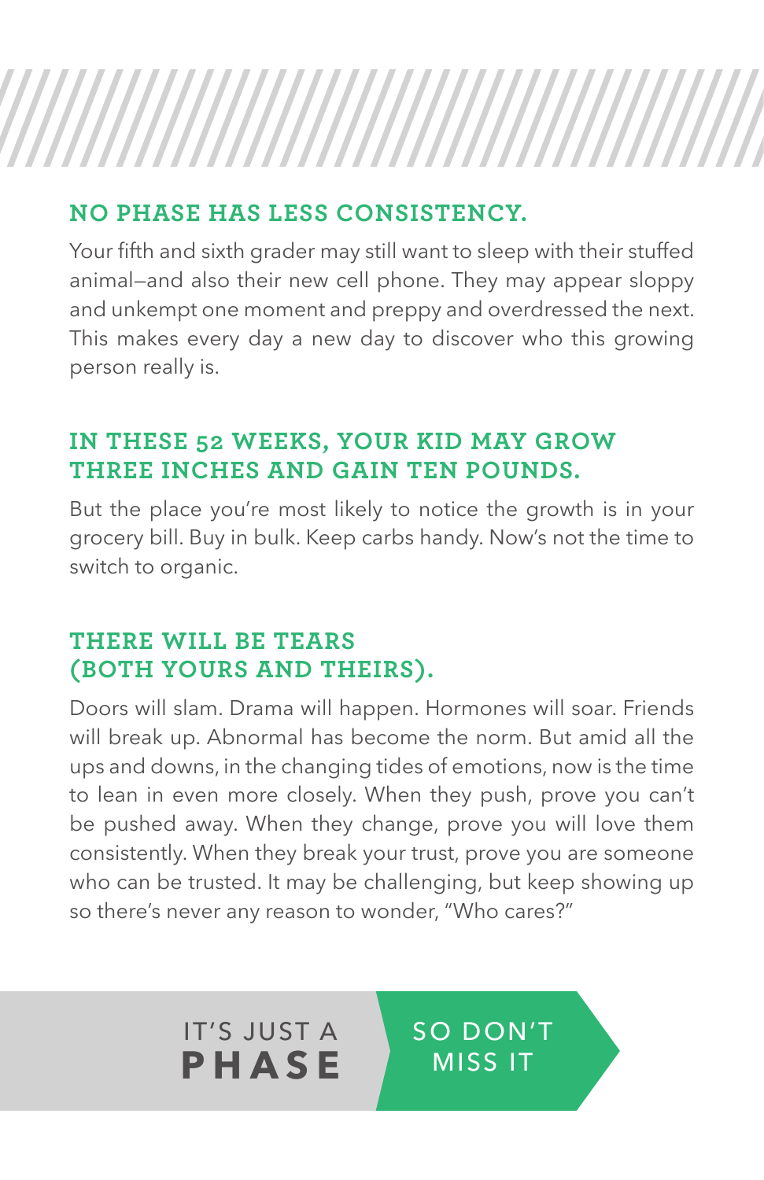## NO PHASE HAS LESS CONSISTENCY.

Your fifth and sixth grader may still want to sleep with their stuffed animal—and also their new cell phone. They may appear sloppy and unkempt one moment and preppy and overdressed the next. This makes every day a new day to discover who this growing person really is.

## IN THESE 52 WEEKS, YOUR KID MAY GROW THREE INCHES AND GAIN TEN POUNDS.

But the place you're most likely to notice the growth is in your grocery bill. Buy in bulk. Keep carbs handy. Now's not the time to switch to organic.

## THERE WILL BE TEARS (BOTH YOURS AND THEIRS).

Doors will slam. Drama will happen. Hormones will soar. Friends will break up. Abnormal has become the norm. But amid all the ups and downs, in the changing tides of emotions, now is the time to lean in even more closely. When they push, prove you can't be pushed away. When they change, prove you will love them consistently. When they break your trust, prove you are someone who can be trusted. It may be challenging, but keep showing up so there's never any reason to wonder, "Who cares?"

IT'S JUST A **PHASE** SO DON'T MISS IT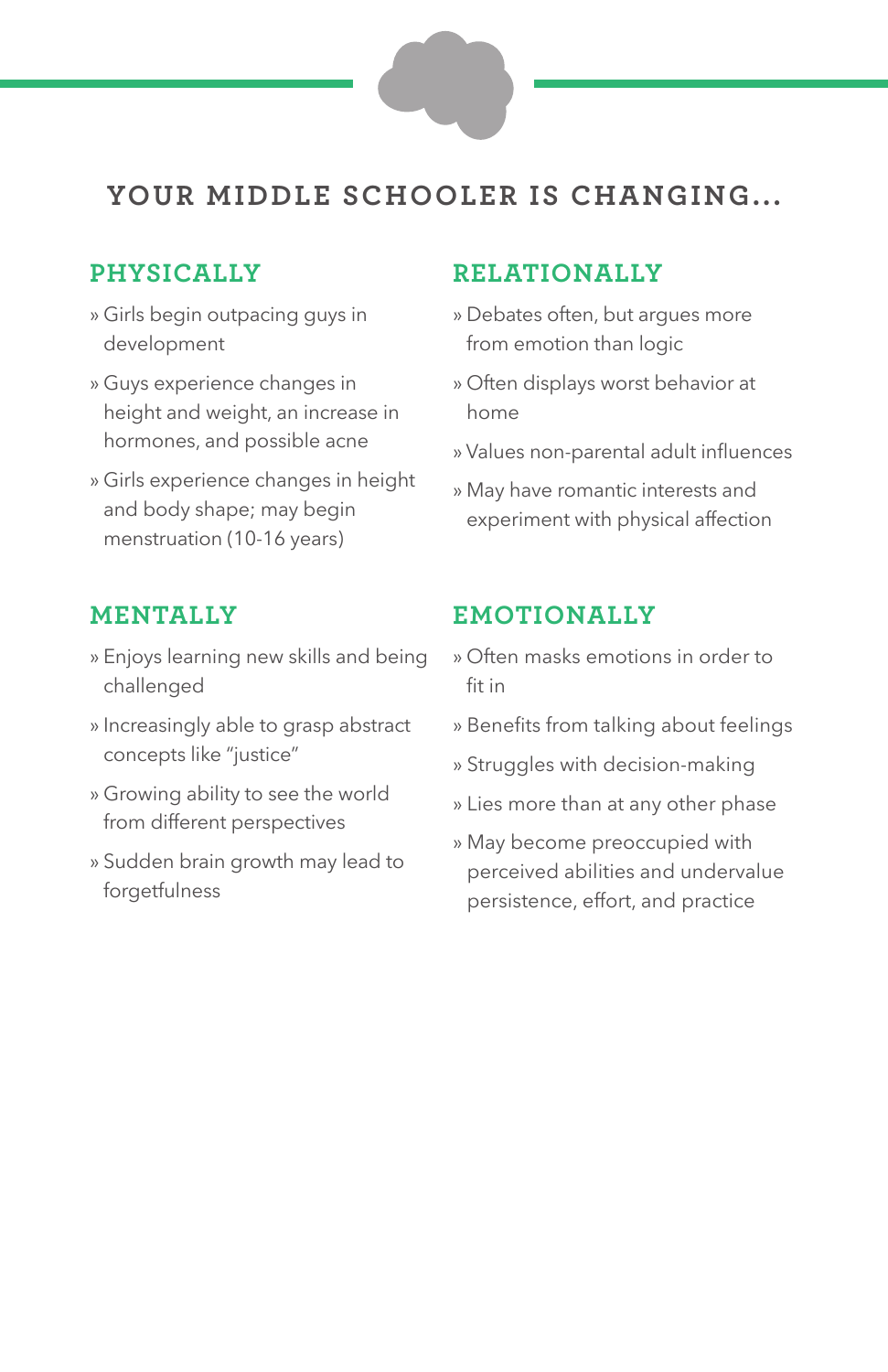# YOUR MIDDLE SCHOOLER IS CHANGING...

## PHYSICALLY

- Girls begin outpacing guys in development
- Guys experience changes in height and weight, an increase in hormones, and possible acne
- Girls experience changes in height and body shape; may begin menstruation (10-16 years)

## RELATIONALLY

- Debates often, but argues more from emotion than logic
- Often displays worst behavior at home
- Values non-parental adult influences
- May have romantic interests and experiment with physical affection

## MENTALLY

- Enjoys learning new skills and being challenged
- Increasingly able to grasp abstract concepts like "justice"
- Growing ability to see the world from different perspectives
- Sudden brain growth may lead to forgetfulness

## EMOTIONALLY

- Often masks emotions in order to fit in
- Benefits from talking about feelings
- Struggles with decision-making
- Lies more than at any other phase
- May become preoccupied with perceived abilities and undervalue persistence, effort, and practice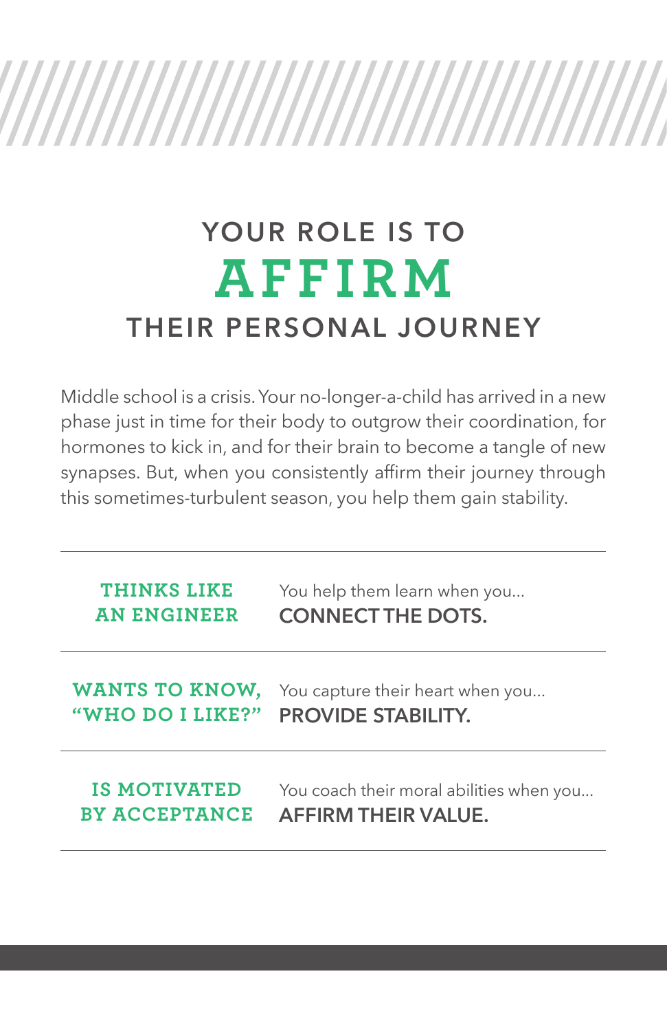# YOUR ROLE IS TO AFFIRM THEIR PERSONAL JOURNEY

Middle school is a crisis. Your no-longer-a-child has arrived in a new phase just in time for their body to outgrow their coordination, for hormones to kick in, and for their brain to become a tangle of new synapses. But, when you consistently affirm their journey through this sometimes-turbulent season, you help them gain stability.

| | |
|---|---|
| **THINKS LIKE AN ENGINEER** | You help them learn when you... **CONNECT THE DOTS.** |
| **WANTS TO KNOW, "WHO DO I LIKE?"** | You capture their heart when you... **PROVIDE STABILITY.** |
| **IS MOTIVATED BY ACCEPTANCE** | You coach their moral abilities when you... **AFFIRM THEIR VALUE.** |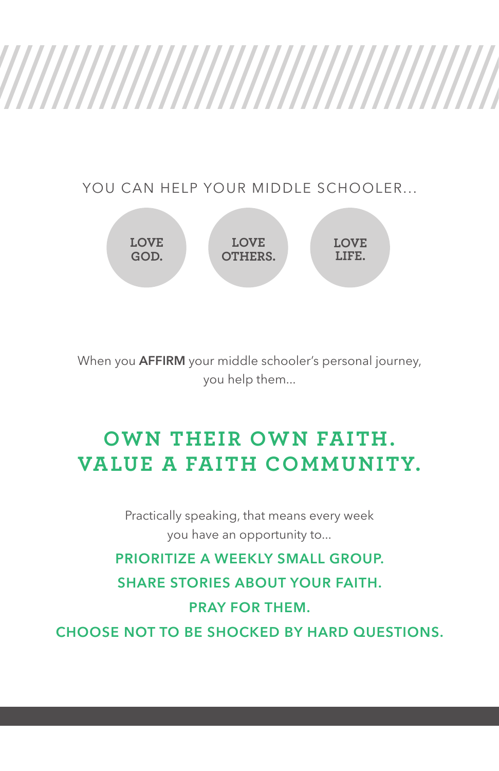YOU CAN HELP YOUR MIDDLE SCHOOLER...

**LOVE GOD.** **LOVE OTHERS.** **LOVE LIFE.**

When you **AFFIRM** your middle schooler's personal journey, you help them...

## OWN THEIR OWN FAITH.
## VALUE A FAITH COMMUNITY.

Practically speaking, that means every week you have an opportunity to...

**PRIORITIZE A WEEKLY SMALL GROUP.**

**SHARE STORIES ABOUT YOUR FAITH.**

**PRAY FOR THEM.**

**CHOOSE NOT TO BE SHOCKED BY HARD QUESTIONS.**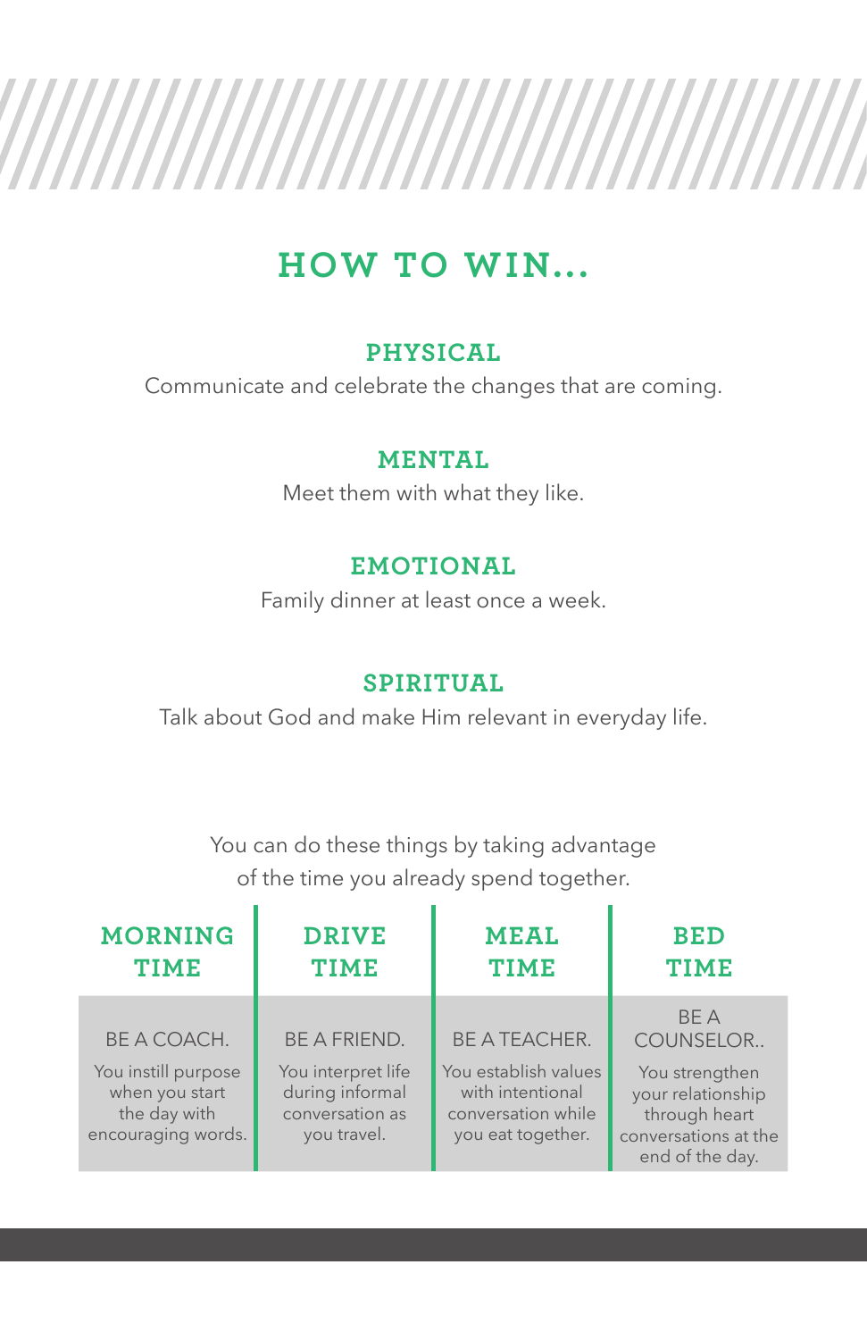# HOW TO WIN...

### PHYSICAL

Communicate and celebrate the changes that are coming.

### MENTAL

Meet them with what they like.

### EMOTIONAL

Family dinner at least once a week.

### SPIRITUAL

Talk about God and make Him relevant in everyday life.

You can do these things by taking advantage of the time you already spend together.

| MORNING TIME | DRIVE TIME | MEAL TIME | BED TIME |
| --- | --- | --- | --- |
| BE A COACH. You instill purpose when you start the day with encouraging words. | BE A FRIEND. You interpret life during informal conversation as you travel. | BE A TEACHER. You establish values with intentional conversation while you eat together. | BE A COUNSELOR.. You strengthen your relationship through heart conversations at the end of the day. |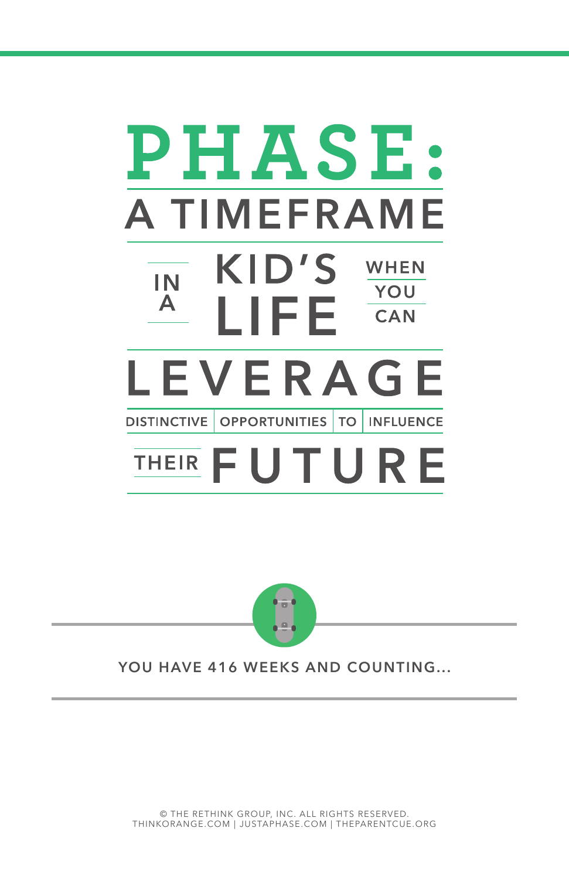# PHASE:

A TIMEFRAME IN A KID'S LIFE WHEN YOU CAN LEVERAGE DISTINCTIVE OPPORTUNITIES TO INFLUENCE THEIR FUTURE

YOU HAVE 416 WEEKS AND COUNTING...

© THE RETHINK GROUP, INC. ALL RIGHTS RESERVED.
THINKORANGE.COM | JUSTAPHASE.COM | THEPARENTCUE.ORG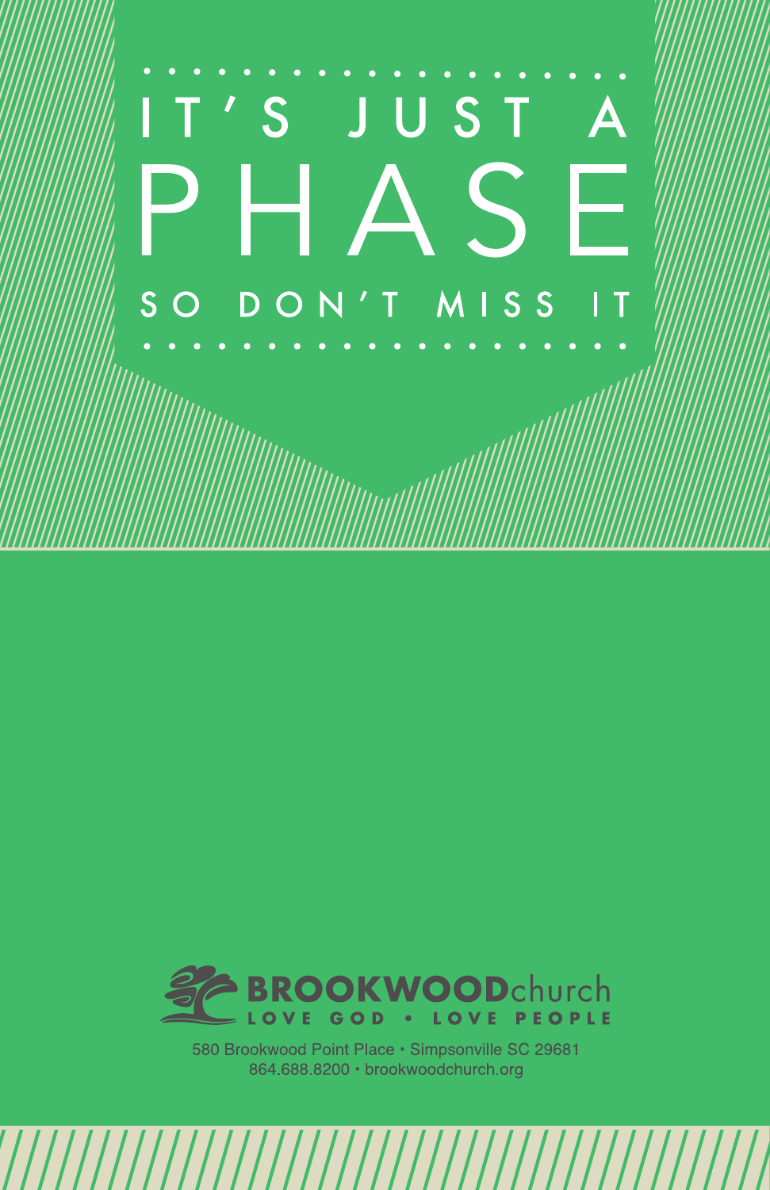# IT'S JUST A PHASE

## SO DON'T MISS IT

**BROOKWOOD**church

LOVE GOD • LOVE PEOPLE

580 Brookwood Point Place • Simpsonville SC 29681
864.688.8200 • brookwoodchurch.org